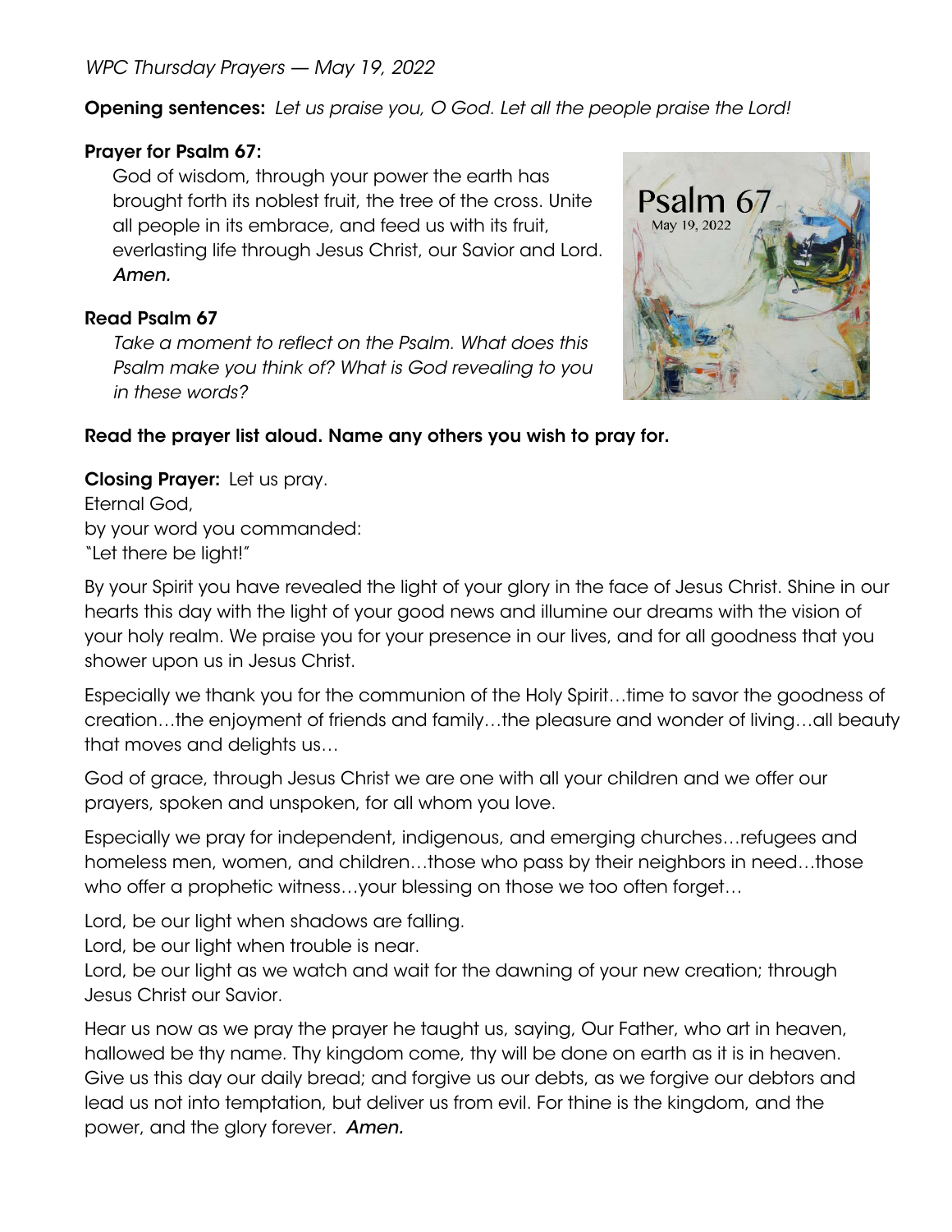*WPC Thursday Prayers — May 19, 2022*

**Opening sentences:** *Let us praise you, O God. Let all the people praise the Lord!*

**Prayer for Psalm 67:**

God of wisdom, through your power the earth has brought forth its noblest fruit, the tree of the cross. Unite all people in its embrace, and feed us with its fruit, everlasting life through Jesus Christ, our Savior and Lord. *Amen.*

**Read Psalm 67**

*Take a moment to reflect on the Psalm. What does this Psalm make you think of? What is God revealing to you in these words?*

**Read the prayer list aloud. Name any others you wish to pray for.**

**Closing Prayer:** Let us pray.
Eternal God,
by your word you commanded:
"Let there be light!"

By your Spirit you have revealed the light of your glory in the face of Jesus Christ. Shine in our hearts this day with the light of your good news and illumine our dreams with the vision of your holy realm. We praise you for your presence in our lives, and for all goodness that you shower upon us in Jesus Christ.

Especially we thank you for the communion of the Holy Spirit…time to savor the goodness of creation…the enjoyment of friends and family…the pleasure and wonder of living…all beauty that moves and delights us…

God of grace, through Jesus Christ we are one with all your children and we offer our prayers, spoken and unspoken, for all whom you love.

Especially we pray for independent, indigenous, and emerging churches…refugees and homeless men, women, and children…those who pass by their neighbors in need…those who offer a prophetic witness…your blessing on those we too often forget…

Lord, be our light when shadows are falling.
Lord, be our light when trouble is near.
Lord, be our light as we watch and wait for the dawning of your new creation; through Jesus Christ our Savior.

Hear us now as we pray the prayer he taught us, saying, Our Father, who art in heaven, hallowed be thy name. Thy kingdom come, thy will be done on earth as it is in heaven. Give us this day our daily bread; and forgive us our debts, as we forgive our debtors and lead us not into temptation, but deliver us from evil. For thine is the kingdom, and the power, and the glory forever. *Amen.*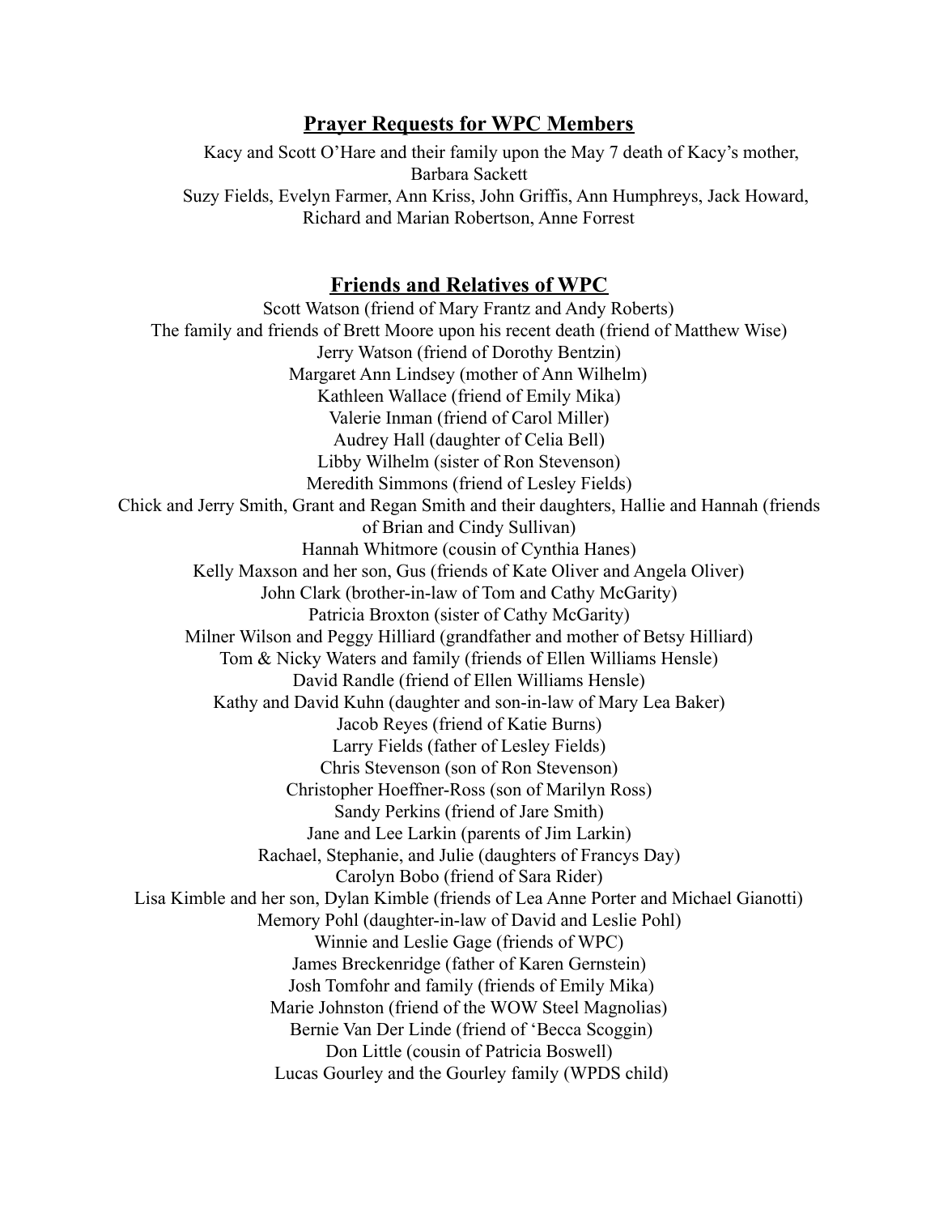## Prayer Requests for WPC Members

Kacy and Scott O'Hare and their family upon the May 7 death of Kacy's mother, Barbara Sackett

Suzy Fields, Evelyn Farmer, Ann Kriss, John Griffis, Ann Humphreys, Jack Howard, Richard and Marian Robertson, Anne Forrest

## Friends and Relatives of WPC

Scott Watson (friend of Mary Frantz and Andy Roberts)

The family and friends of Brett Moore upon his recent death (friend of Matthew Wise)

Jerry Watson (friend of Dorothy Bentzin)

Margaret Ann Lindsey (mother of Ann Wilhelm)

Kathleen Wallace (friend of Emily Mika)

Valerie Inman (friend of Carol Miller)

Audrey Hall (daughter of Celia Bell)

Libby Wilhelm (sister of Ron Stevenson)

Meredith Simmons (friend of Lesley Fields)

Chick and Jerry Smith, Grant and Regan Smith and their daughters, Hallie and Hannah (friends of Brian and Cindy Sullivan)

Hannah Whitmore (cousin of Cynthia Hanes)

Kelly Maxson and her son, Gus (friends of Kate Oliver and Angela Oliver)

John Clark (brother-in-law of Tom and Cathy McGarity)

Patricia Broxton (sister of Cathy McGarity)

Milner Wilson and Peggy Hilliard (grandfather and mother of Betsy Hilliard)

Tom & Nicky Waters and family (friends of Ellen Williams Hensle)

David Randle (friend of Ellen Williams Hensle)

Kathy and David Kuhn (daughter and son-in-law of Mary Lea Baker)

Jacob Reyes (friend of Katie Burns)

Larry Fields (father of Lesley Fields)

Chris Stevenson (son of Ron Stevenson)

Christopher Hoeffner-Ross (son of Marilyn Ross)

Sandy Perkins (friend of Jare Smith)

Jane and Lee Larkin (parents of Jim Larkin)

Rachael, Stephanie, and Julie (daughters of Francys Day)

Carolyn Bobo (friend of Sara Rider)

Lisa Kimble and her son, Dylan Kimble (friends of Lea Anne Porter and Michael Gianotti)

Memory Pohl (daughter-in-law of David and Leslie Pohl)

Winnie and Leslie Gage (friends of WPC)

James Breckenridge (father of Karen Gernstein)

Josh Tomfohr and family (friends of Emily Mika)

Marie Johnston (friend of the WOW Steel Magnolias)

Bernie Van Der Linde (friend of 'Becca Scoggin)

Don Little (cousin of Patricia Boswell)

Lucas Gourley and the Gourley family (WPDS child)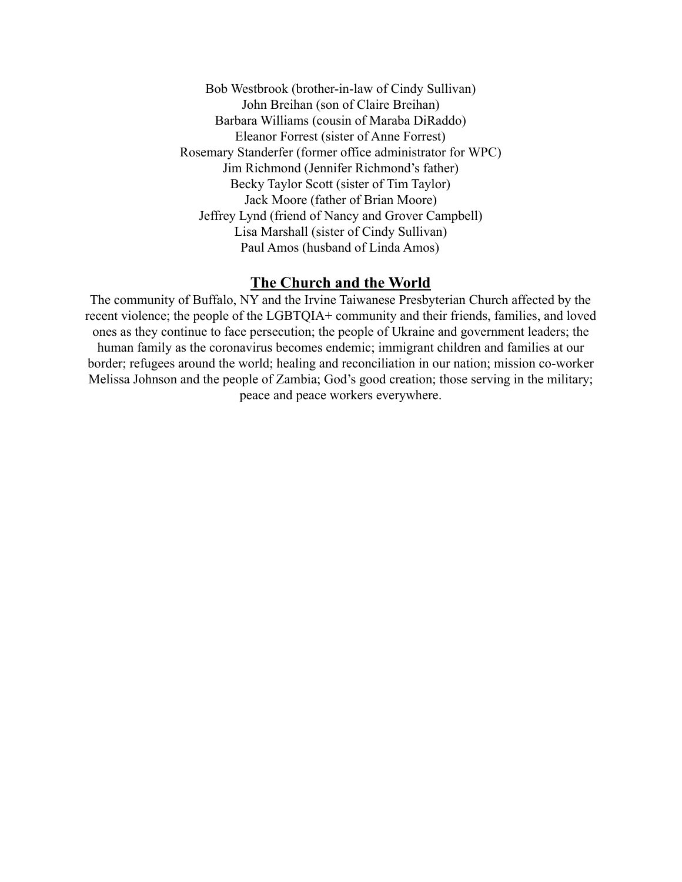Bob Westbrook (brother-in-law of Cindy Sullivan)
John Breihan (son of Claire Breihan)
Barbara Williams (cousin of Maraba DiRaddo)
Eleanor Forrest (sister of Anne Forrest)
Rosemary Standerfer (former office administrator for WPC)
Jim Richmond (Jennifer Richmond's father)
Becky Taylor Scott (sister of Tim Taylor)
Jack Moore (father of Brian Moore)
Jeffrey Lynd (friend of Nancy and Grover Campbell)
Lisa Marshall (sister of Cindy Sullivan)
Paul Amos (husband of Linda Amos)

## The Church and the World

The community of Buffalo, NY and the Irvine Taiwanese Presbyterian Church affected by the recent violence; the people of the LGBTQIA+ community and their friends, families, and loved ones as they continue to face persecution; the people of Ukraine and government leaders; the human family as the coronavirus becomes endemic; immigrant children and families at our border; refugees around the world; healing and reconciliation in our nation; mission co-worker Melissa Johnson and the people of Zambia; God's good creation; those serving in the military; peace and peace workers everywhere.